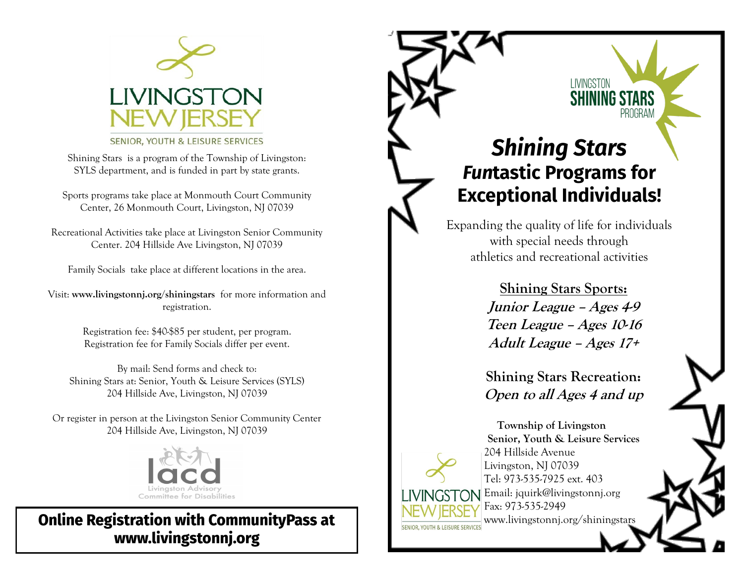LIVINGSTON NEW JERSEY

SENIOR, YOUTH & LEISURE SERVICES

Shining Stars is a program of the Township of Livingston: SYLS department, and is funded in part by state grants.

Sports programs take place at Monmouth Court Community Center, 26 Monmouth Court, Livingston, NJ 07039

Recreational Activities take place at Livingston Senior Community Center. 204 Hillside Ave Livingston, NJ 07039

Family Socials take place at different locations in the area.

Visit: **www.livingstonnj.org/shiningstars** for more information and registration.

Registration fee: $40-$85 per student, per program.
Registration fee for Family Socials differ per event.

By mail: Send forms and check to:
Shining Stars at: Senior, Youth & Leisure Services (SYLS)
204 Hillside Ave, Livingston, NJ 07039

Or register in person at the Livingston Senior Community Center
204 Hillside Ave, Livingston, NJ 07039

lacd
Livingston Advisory Committee for Disabilities

**Online Registration with CommunityPass at www.livingstonnj.org**

LIVINGSTON SHINING STARS PROGRAM

# *Shining Stars*

## ***Fun**tastic Programs for Exceptional Individuals!*

Expanding the quality of life for individuals with special needs through athletics and recreational activities

**Shining Stars Sports:**

***Junior League – Ages 4-9***
***Teen League – Ages 10-16***
***Adult League – Ages 17+***

**Shining Stars Recreation:**
***Open to all Ages 4 and up***

**Township of Livingston**
**Senior, Youth & Leisure Services**
204 Hillside Avenue
Livingston, NJ 07039
Tel: 973-535-7925 ext. 403
Email: jquirk@livingstonnj.org
Fax: 973-535-2949
www.livingstonnj.org/shiningstars

LIVINGSTON NEW JERSEY
SENIOR, YOUTH & LEISURE SERVICES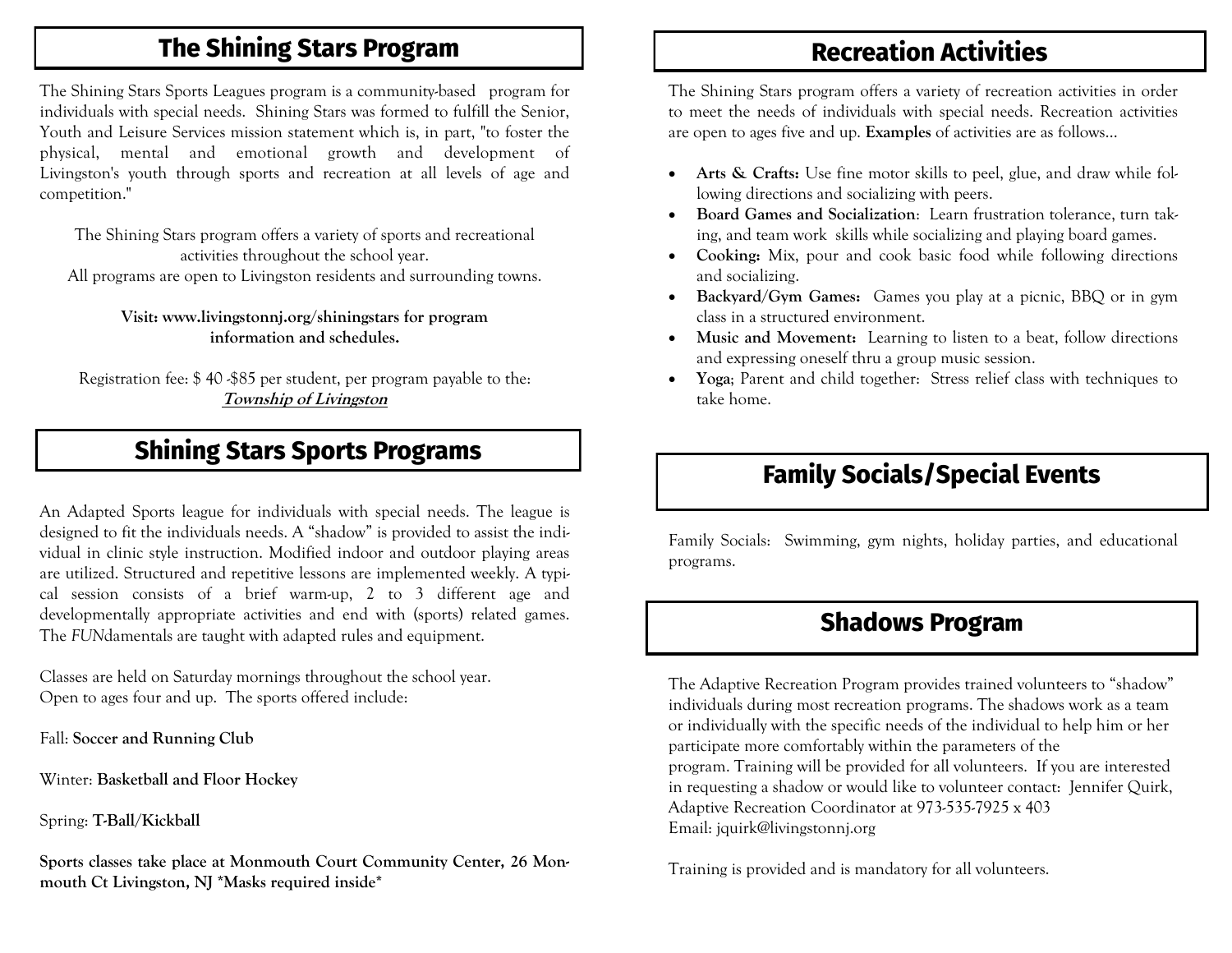## The Shining Stars Program

The Shining Stars Sports Leagues program is a community-based program for individuals with special needs. Shining Stars was formed to fulfill the Senior, Youth and Leisure Services mission statement which is, in part, "to foster the physical, mental and emotional growth and development of Livingston's youth through sports and recreation at all levels of age and competition."

The Shining Stars program offers a variety of sports and recreational activities throughout the school year.
All programs are open to Livingston residents and surrounding towns.

**Visit: www.livingstonnj.org/shiningstars for program information and schedules.**

Registration fee: $ 40 -$85 per student, per program payable to the:
***Township of Livingston***

## Shining Stars Sports Programs

An Adapted Sports league for individuals with special needs. The league is designed to fit the individuals needs. A "shadow" is provided to assist the individual in clinic style instruction. Modified indoor and outdoor playing areas are utilized. Structured and repetitive lessons are implemented weekly. A typical session consists of a brief warm-up, 2 to 3 different age and developmentally appropriate activities and end with (sports) related games. The *FUN*damentals are taught with adapted rules and equipment.

Classes are held on Saturday mornings throughout the school year.
Open to ages four and up. The sports offered include:

Fall: **Soccer and Running Club**

Winter: **Basketball and Floor Hockey**

Spring: **T-Ball/Kickball**

**Sports classes take place at Monmouth Court Community Center, 26 Monmouth Ct Livingston, NJ \*Masks required inside\***

## Recreation Activities

The Shining Stars program offers a variety of recreation activities in order to meet the needs of individuals with special needs. Recreation activities are open to ages five and up. **Examples** of activities are as follows…

- **Arts & Crafts:** Use fine motor skills to peel, glue, and draw while following directions and socializing with peers.
- **Board Games and Socialization**: Learn frustration tolerance, turn taking, and team work skills while socializing and playing board games.
- **Cooking:** Mix, pour and cook basic food while following directions and socializing.
- **Backyard/Gym Games:** Games you play at a picnic, BBQ or in gym class in a structured environment.
- **Music and Movement:** Learning to listen to a beat, follow directions and expressing oneself thru a group music session.
- **Yoga**; Parent and child together: Stress relief class with techniques to take home.

## Family Socials/Special Events

Family Socials: Swimming, gym nights, holiday parties, and educational programs.

## Shadows Program

The Adaptive Recreation Program provides trained volunteers to "shadow" individuals during most recreation programs. The shadows work as a team or individually with the specific needs of the individual to help him or her participate more comfortably within the parameters of the program. Training will be provided for all volunteers. If you are interested in requesting a shadow or would like to volunteer contact: Jennifer Quirk, Adaptive Recreation Coordinator at 973-535-7925 x 403
Email: jquirk@livingstonnj.org

Training is provided and is mandatory for all volunteers.